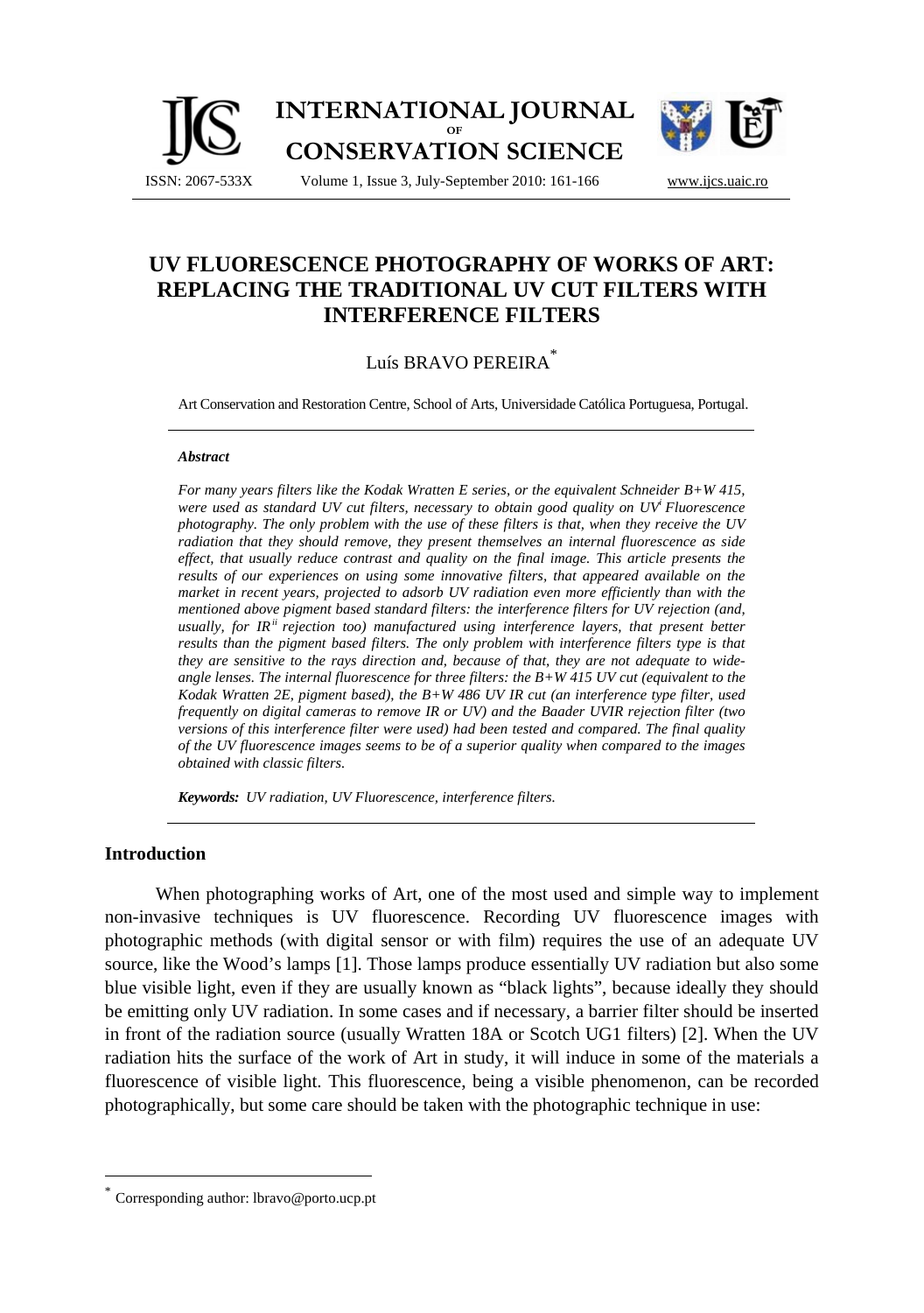# UV FLUORESCENCE PHOTOGRAPHY OF WORKS OF ART: REPLACING THE TRADITIONAL UV CUT FILTERS WITH INTERFERENCE FILTERS

Luís BRAVO PEREIRA[*]

Art Conservation and Restoration Centre, School of Arts, Universidade Católica Portuguesa, Portugal.

***Abstract***

*For many years filters like the Kodak Wratten E series, or the equivalent Schneider B+W 415, were used as standard UV cut filters, necessary to obtain good quality on UV[i] Fluorescence photography. The only problem with the use of these filters is that, when they receive the UV radiation that they should remove, they present themselves an internal fluorescence as side effect, that usually reduce contrast and quality on the final image. This article presents the results of our experiences on using some innovative filters, that appeared available on the market in recent years, projected to adsorb UV radiation even more efficiently than with the mentioned above pigment based standard filters: the interference filters for UV rejection (and, usually, for IR[ii] rejection too) manufactured using interference layers, that present better results than the pigment based filters. The only problem with interference filters type is that they are sensitive to the rays direction and, because of that, they are not adequate to wide-angle lenses. The internal fluorescence for three filters: the B+W 415 UV cut (equivalent to the Kodak Wratten 2E, pigment based), the B+W 486 UV IR cut (an interference type filter, used frequently on digital cameras to remove IR or UV) and the Baader UVIR rejection filter (two versions of this interference filter were used) had been tested and compared. The final quality of the UV fluorescence images seems to be of a superior quality when compared to the images obtained with classic filters.*

***Keywords:*** *UV radiation, UV Fluorescence, interference filters.*

## Introduction

When photographing works of Art, one of the most used and simple way to implement non-invasive techniques is UV fluorescence. Recording UV fluorescence images with photographic methods (with digital sensor or with film) requires the use of an adequate UV source, like the Wood's lamps [1]. Those lamps produce essentially UV radiation but also some blue visible light, even if they are usually known as "black lights", because ideally they should be emitting only UV radiation. In some cases and if necessary, a barrier filter should be inserted in front of the radiation source (usually Wratten 18A or Scotch UG1 filters) [2]. When the UV radiation hits the surface of the work of Art in study, it will induce in some of the materials a fluorescence of visible light. This fluorescence, being a visible phenomenon, can be recorded photographically, but some care should be taken with the photographic technique in use:

[*] Corresponding author: lbravo@porto.ucp.pt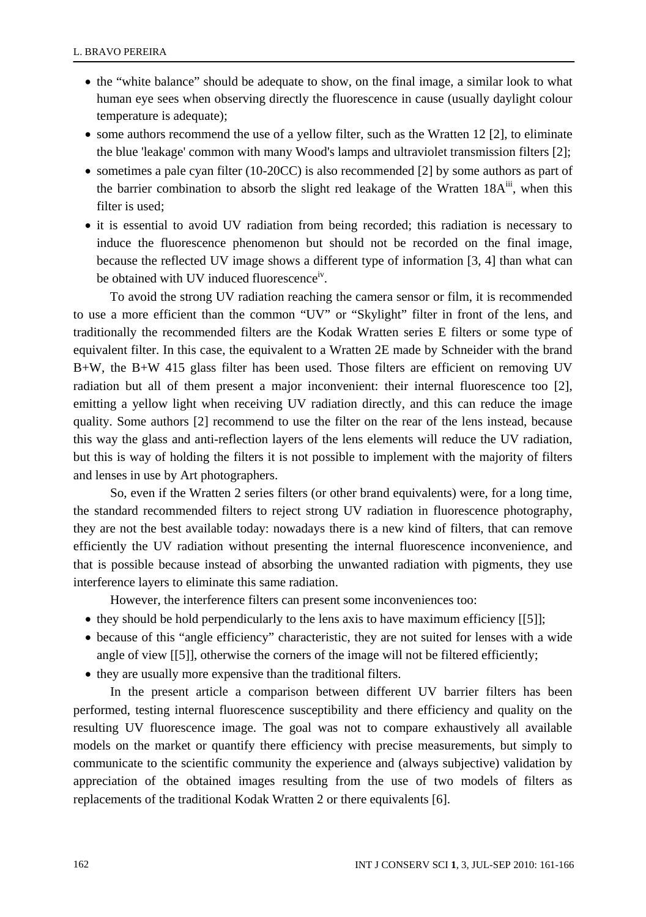- the "white balance" should be adequate to show, on the final image, a similar look to what human eye sees when observing directly the fluorescence in cause (usually daylight colour temperature is adequate);
- some authors recommend the use of a yellow filter, such as the Wratten 12 [2], to eliminate the blue 'leakage' common with many Wood's lamps and ultraviolet transmission filters [2];
- sometimes a pale cyan filter (10-20CC) is also recommended [2] by some authors as part of the barrier combination to absorb the slight red leakage of the Wratten 18A[iii], when this filter is used;
- it is essential to avoid UV radiation from being recorded; this radiation is necessary to induce the fluorescence phenomenon but should not be recorded on the final image, because the reflected UV image shows a different type of information [3, 4] than what can be obtained with UV induced fluorescence[iv].

To avoid the strong UV radiation reaching the camera sensor or film, it is recommended to use a more efficient than the common "UV" or "Skylight" filter in front of the lens, and traditionally the recommended filters are the Kodak Wratten series E filters or some type of equivalent filter. In this case, the equivalent to a Wratten 2E made by Schneider with the brand B+W, the B+W 415 glass filter has been used. Those filters are efficient on removing UV radiation but all of them present a major inconvenient: their internal fluorescence too [2], emitting a yellow light when receiving UV radiation directly, and this can reduce the image quality. Some authors [2] recommend to use the filter on the rear of the lens instead, because this way the glass and anti-reflection layers of the lens elements will reduce the UV radiation, but this is way of holding the filters it is not possible to implement with the majority of filters and lenses in use by Art photographers.

So, even if the Wratten 2 series filters (or other brand equivalents) were, for a long time, the standard recommended filters to reject strong UV radiation in fluorescence photography, they are not the best available today: nowadays there is a new kind of filters, that can remove efficiently the UV radiation without presenting the internal fluorescence inconvenience, and that is possible because instead of absorbing the unwanted radiation with pigments, they use interference layers to eliminate this same radiation.

However, the interference filters can present some inconveniences too:

- they should be hold perpendicularly to the lens axis to have maximum efficiency [[5]];
- because of this "angle efficiency" characteristic, they are not suited for lenses with a wide angle of view [[5]], otherwise the corners of the image will not be filtered efficiently;
- they are usually more expensive than the traditional filters.

In the present article a comparison between different UV barrier filters has been performed, testing internal fluorescence susceptibility and there efficiency and quality on the resulting UV fluorescence image. The goal was not to compare exhaustively all available models on the market or quantify there efficiency with precise measurements, but simply to communicate to the scientific community the experience and (always subjective) validation by appreciation of the obtained images resulting from the use of two models of filters as replacements of the traditional Kodak Wratten 2 or there equivalents [6].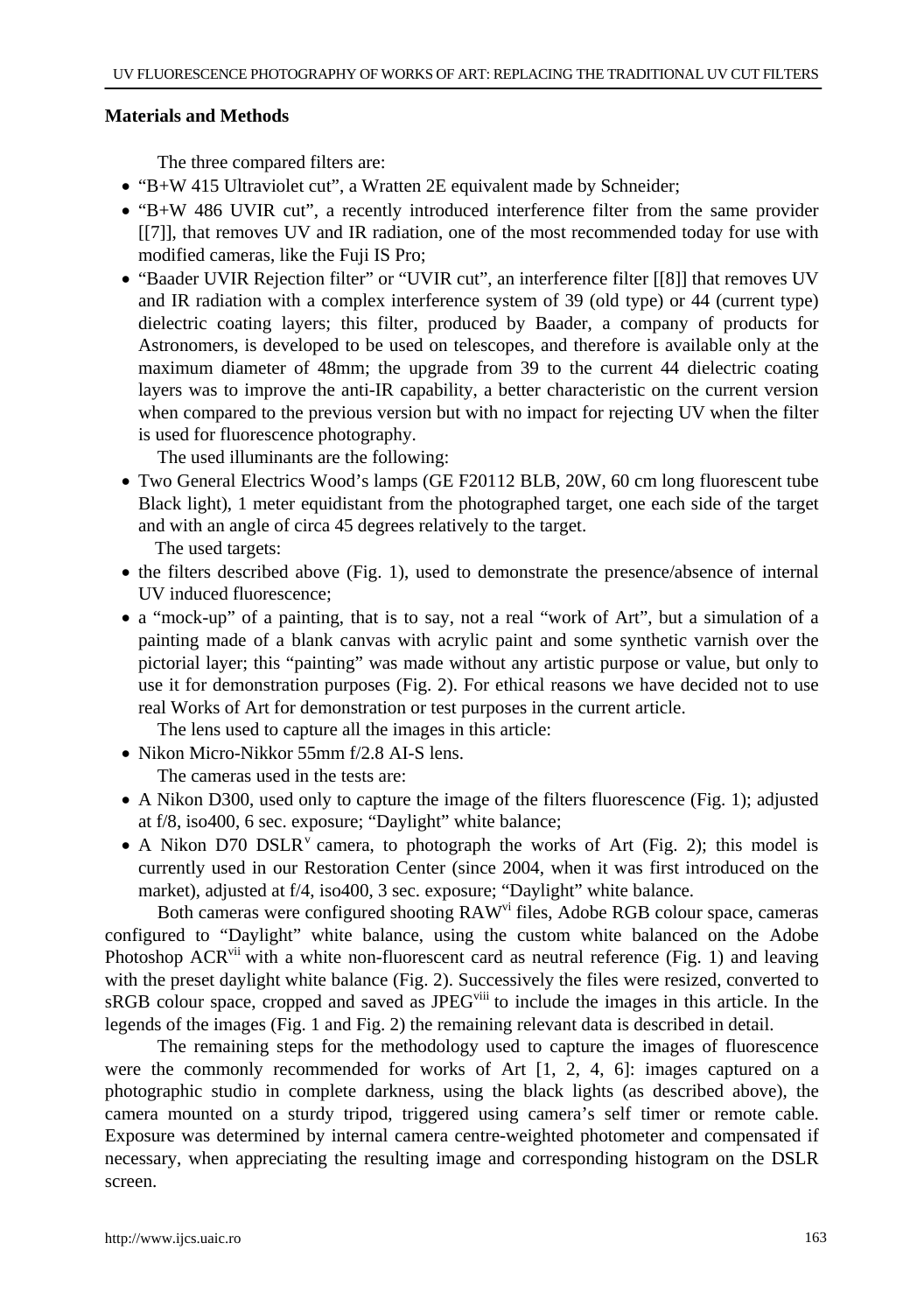**Materials and Methods**

The three compared filters are:

- "B+W 415 Ultraviolet cut", a Wratten 2E equivalent made by Schneider;
- "B+W 486 UVIR cut", a recently introduced interference filter from the same provider [[7]], that removes UV and IR radiation, one of the most recommended today for use with modified cameras, like the Fuji IS Pro;
- "Baader UVIR Rejection filter" or "UVIR cut", an interference filter [[8]] that removes UV and IR radiation with a complex interference system of 39 (old type) or 44 (current type) dielectric coating layers; this filter, produced by Baader, a company of products for Astronomers, is developed to be used on telescopes, and therefore is available only at the maximum diameter of 48mm; the upgrade from 39 to the current 44 dielectric coating layers was to improve the anti-IR capability, a better characteristic on the current version when compared to the previous version but with no impact for rejecting UV when the filter is used for fluorescence photography.

The used illuminants are the following:

- Two General Electrics Wood's lamps (GE F20112 BLB, 20W, 60 cm long fluorescent tube Black light), 1 meter equidistant from the photographed target, one each side of the target and with an angle of circa 45 degrees relatively to the target.

The used targets:

- the filters described above (Fig. 1), used to demonstrate the presence/absence of internal UV induced fluorescence;
- a "mock-up" of a painting, that is to say, not a real "work of Art", but a simulation of a painting made of a blank canvas with acrylic paint and some synthetic varnish over the pictorial layer; this "painting" was made without any artistic purpose or value, but only to use it for demonstration purposes (Fig. 2). For ethical reasons we have decided not to use real Works of Art for demonstration or test purposes in the current article.

The lens used to capture all the images in this article:

- Nikon Micro-Nikkor 55mm f/2.8 AI-S lens.

The cameras used in the tests are:

- A Nikon D300, used only to capture the image of the filters fluorescence (Fig. 1); adjusted at f/8, iso400, 6 sec. exposure; "Daylight" white balance;
- A Nikon D70 DSLR[v] camera, to photograph the works of Art (Fig. 2); this model is currently used in our Restoration Center (since 2004, when it was first introduced on the market), adjusted at f/4, iso400, 3 sec. exposure; "Daylight" white balance.

Both cameras were configured shooting RAW[vi] files, Adobe RGB colour space, cameras configured to "Daylight" white balance, using the custom white balanced on the Adobe Photoshop ACR[vii] with a white non-fluorescent card as neutral reference (Fig. 1) and leaving with the preset daylight white balance (Fig. 2). Successively the files were resized, converted to sRGB colour space, cropped and saved as JPEG[viii] to include the images in this article. In the legends of the images (Fig. 1 and Fig. 2) the remaining relevant data is described in detail.

The remaining steps for the methodology used to capture the images of fluorescence were the commonly recommended for works of Art [1, 2, 4, 6]: images captured on a photographic studio in complete darkness, using the black lights (as described above), the camera mounted on a sturdy tripod, triggered using camera's self timer or remote cable. Exposure was determined by internal camera centre-weighted photometer and compensated if necessary, when appreciating the resulting image and corresponding histogram on the DSLR screen.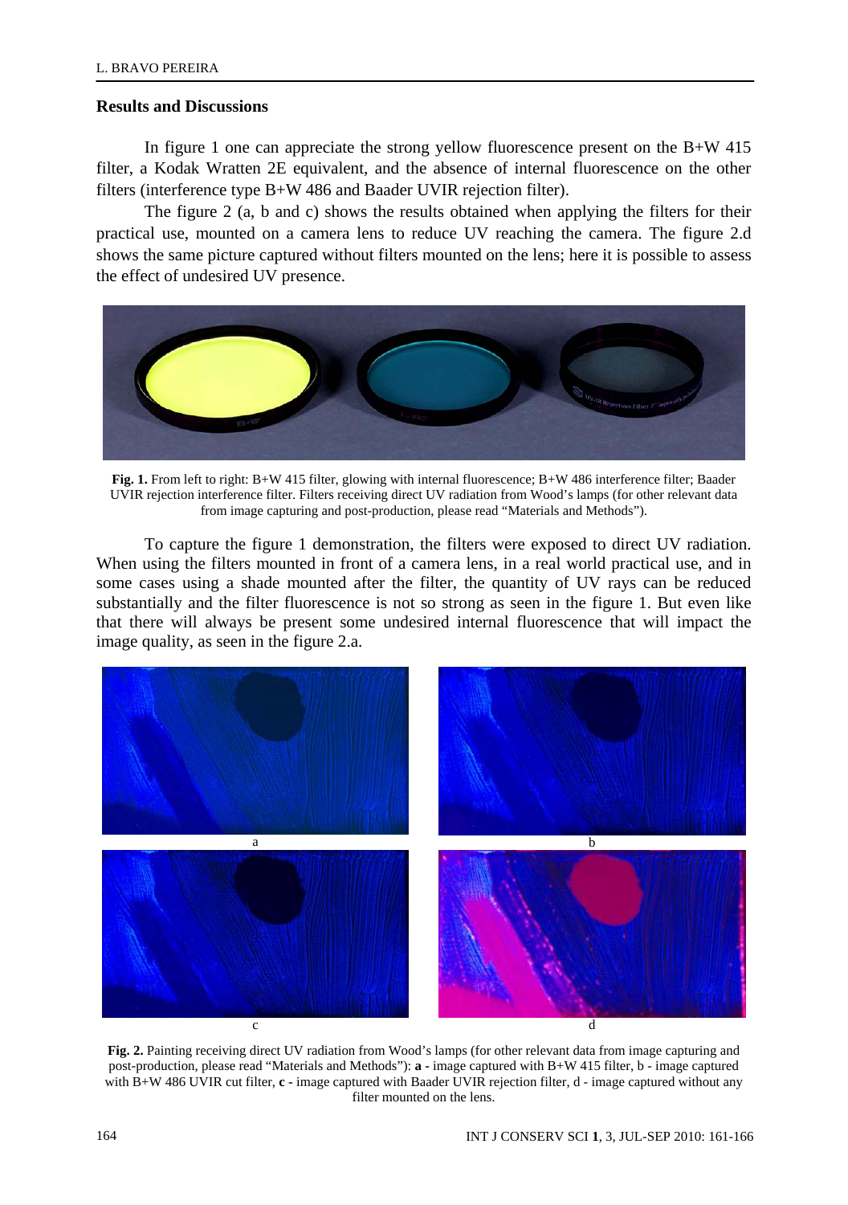## Results and Discussions

In figure 1 one can appreciate the strong yellow fluorescence present on the B+W 415 filter, a Kodak Wratten 2E equivalent, and the absence of internal fluorescence on the other filters (interference type B+W 486 and Baader UVIR rejection filter).

The figure 2 (a, b and c) shows the results obtained when applying the filters for their practical use, mounted on a camera lens to reduce UV reaching the camera. The figure 2.d shows the same picture captured without filters mounted on the lens; here it is possible to assess the effect of undesired UV presence.

**Fig. 1.** From left to right: B+W 415 filter, glowing with internal fluorescence; B+W 486 interference filter; Baader UVIR rejection interference filter. Filters receiving direct UV radiation from Wood's lamps (for other relevant data from image capturing and post-production, please read "Materials and Methods").

To capture the figure 1 demonstration, the filters were exposed to direct UV radiation. When using the filters mounted in front of a camera lens, in a real world practical use, and in some cases using a shade mounted after the filter, the quantity of UV rays can be reduced substantially and the filter fluorescence is not so strong as seen in the figure 1. But even like that there will always be present some undesired internal fluorescence that will impact the image quality, as seen in the figure 2.a.

**Fig. 2.** Painting receiving direct UV radiation from Wood's lamps (for other relevant data from image capturing and post-production, please read "Materials and Methods"): **a** - image captured with B+W 415 filter, b - image captured with B+W 486 UVIR cut filter, **c** - image captured with Baader UVIR rejection filter, d - image captured without any filter mounted on the lens.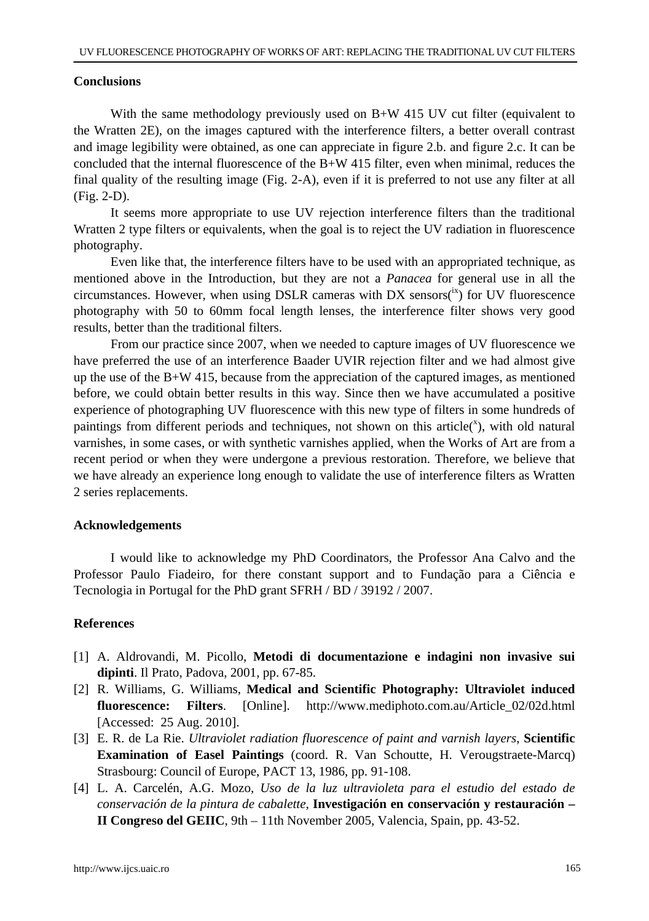## Conclusions

With the same methodology previously used on B+W 415 UV cut filter (equivalent to the Wratten 2E), on the images captured with the interference filters, a better overall contrast and image legibility were obtained, as one can appreciate in figure 2.b. and figure 2.c. It can be concluded that the internal fluorescence of the B+W 415 filter, even when minimal, reduces the final quality of the resulting image (Fig. 2-A), even if it is preferred to not use any filter at all (Fig. 2-D).

It seems more appropriate to use UV rejection interference filters than the traditional Wratten 2 type filters or equivalents, when the goal is to reject the UV radiation in fluorescence photography.

Even like that, the interference filters have to be used with an appropriated technique, as mentioned above in the Introduction, but they are not a *Panacea* for general use in all the circumstances. However, when using DSLR cameras with DX sensors([ix]) for UV fluorescence photography with 50 to 60mm focal length lenses, the interference filter shows very good results, better than the traditional filters.

From our practice since 2007, when we needed to capture images of UV fluorescence we have preferred the use of an interference Baader UVIR rejection filter and we had almost give up the use of the B+W 415, because from the appreciation of the captured images, as mentioned before, we could obtain better results in this way. Since then we have accumulated a positive experience of photographing UV fluorescence with this new type of filters in some hundreds of paintings from different periods and techniques, not shown on this article([x]), with old natural varnishes, in some cases, or with synthetic varnishes applied, when the Works of Art are from a recent period or when they were undergone a previous restoration. Therefore, we believe that we have already an experience long enough to validate the use of interference filters as Wratten 2 series replacements.

## Acknowledgements

I would like to acknowledge my PhD Coordinators, the Professor Ana Calvo and the Professor Paulo Fiadeiro, for there constant support and to Fundação para a Ciência e Tecnologia in Portugal for the PhD grant SFRH / BD / 39192 / 2007.

## References

[1] A. Aldrovandi, M. Picollo, **Metodi di documentazione e indagini non invasive sui dipinti**. Il Prato, Padova, 2001, pp. 67-85.

[2] R. Williams, G. Williams, **Medical and Scientific Photography: Ultraviolet induced fluorescence: Filters**. [Online]. http://www.mediphoto.com.au/Article_02/02d.html [Accessed: 25 Aug. 2010].

[3] E. R. de La Rie. *Ultraviolet radiation fluorescence of paint and varnish layers*, **Scientific Examination of Easel Paintings** (coord. R. Van Schoutte, H. Verougstraete-Marcq) Strasbourg: Council of Europe, PACT 13, 1986, pp. 91-108.

[4] L. A. Carcelén, A.G. Mozo, *Uso de la luz ultravioleta para el estudio del estado de conservación de la pintura de cabalette*, **Investigación en conservación y restauración – II Congreso del GEIIC**, 9th – 11th November 2005, Valencia, Spain, pp. 43-52.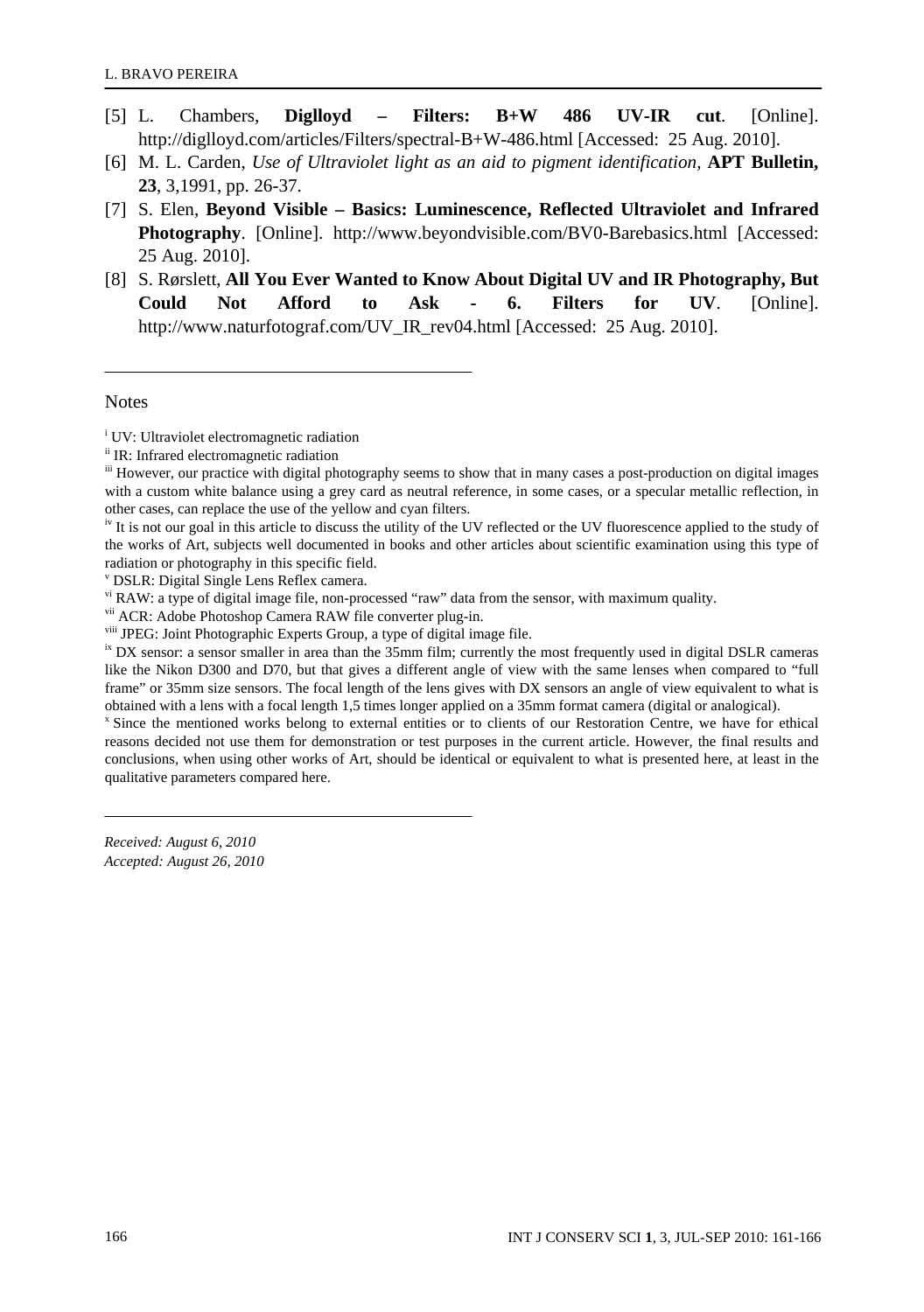[5] L. Chambers, **Diglloyd – Filters: B+W 486 UV-IR cut**. [Online]. http://diglloyd.com/articles/Filters/spectral-B+W-486.html [Accessed: 25 Aug. 2010].

[6] M. L. Carden, *Use of Ultraviolet light as an aid to pigment identification*, **APT Bulletin, 23**, 3,1991, pp. 26-37.

[7] S. Elen, **Beyond Visible – Basics: Luminescence, Reflected Ultraviolet and Infrared Photography**. [Online]. http://www.beyondvisible.com/BV0-Barebasics.html [Accessed: 25 Aug. 2010].

[8] S. Rørslett, **All You Ever Wanted to Know About Digital UV and IR Photography, But Could Not Afford to Ask - 6. Filters for UV**. [Online]. http://www.naturfotograf.com/UV_IR_rev04.html [Accessed: 25 Aug. 2010].

---

Notes

[i] UV: Ultraviolet electromagnetic radiation

[ii] IR: Infrared electromagnetic radiation

[iii] However, our practice with digital photography seems to show that in many cases a post-production on digital images with a custom white balance using a grey card as neutral reference, in some cases, or a specular metallic reflection, in other cases, can replace the use of the yellow and cyan filters.

[iv] It is not our goal in this article to discuss the utility of the UV reflected or the UV fluorescence applied to the study of the works of Art, subjects well documented in books and other articles about scientific examination using this type of radiation or photography in this specific field.

[v] DSLR: Digital Single Lens Reflex camera.

[vi] RAW: a type of digital image file, non-processed "raw" data from the sensor, with maximum quality.

[vii] ACR: Adobe Photoshop Camera RAW file converter plug-in.

[viii] JPEG: Joint Photographic Experts Group, a type of digital image file.

[ix] DX sensor: a sensor smaller in area than the 35mm film; currently the most frequently used in digital DSLR cameras like the Nikon D300 and D70, but that gives a different angle of view with the same lenses when compared to "full frame" or 35mm size sensors. The focal length of the lens gives with DX sensors an angle of view equivalent to what is obtained with a lens with a focal length 1,5 times longer applied on a 35mm format camera (digital or analogical).

[x] Since the mentioned works belong to external entities or to clients of our Restoration Centre, we have for ethical reasons decided not use them for demonstration or test purposes in the current article. However, the final results and conclusions, when using other works of Art, should be identical or equivalent to what is presented here, at least in the qualitative parameters compared here.

---

*Received: August 6, 2010*
*Accepted: August 26, 2010*